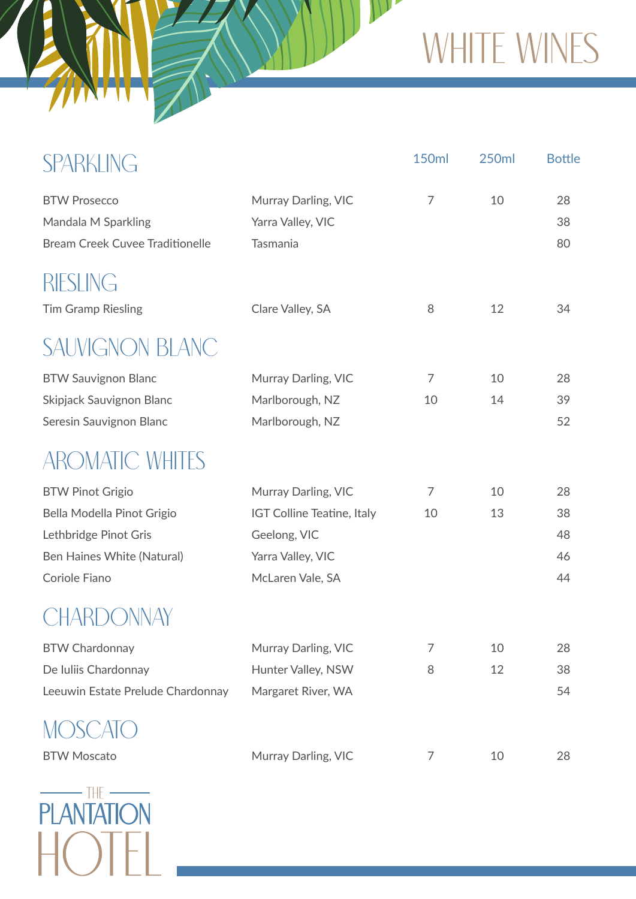# WHITE WINES

## SPARKLING

| | | 150ml | 250ml | Bottle |
|---|---|---|---|---|
| BTW Prosecco | Murray Darling, VIC | 7 | 10 | 28 |
| Mandala M Sparkling | Yarra Valley, VIC | | | 38 |
| Bream Creek Cuvee Traditionelle | Tasmania | | | 80 |

## RIESLING

| | | 150ml | 250ml | Bottle |
|---|---|---|---|---|
| Tim Gramp Riesling | Clare Valley, SA | 8 | 12 | 34 |

## SAUVIGNON BLANC

| | | 150ml | 250ml | Bottle |
|---|---|---|---|---|
| BTW Sauvignon Blanc | Murray Darling, VIC | 7 | 10 | 28 |
| Skipjack Sauvignon Blanc | Marlborough, NZ | 10 | 14 | 39 |
| Seresin Sauvignon Blanc | Marlborough, NZ | | | 52 |

## AROMATIC WHITES

| | | 150ml | 250ml | Bottle |
|---|---|---|---|---|
| BTW Pinot Grigio | Murray Darling, VIC | 7 | 10 | 28 |
| Bella Modella Pinot Grigio | IGT Colline Teatine, Italy | 10 | 13 | 38 |
| Lethbridge Pinot Gris | Geelong, VIC | | | 48 |
| Ben Haines White (Natural) | Yarra Valley, VIC | | | 46 |
| Coriole Fiano | McLaren Vale, SA | | | 44 |

## CHARDONNAY

| | | 150ml | 250ml | Bottle |
|---|---|---|---|---|
| BTW Chardonnay | Murray Darling, VIC | 7 | 10 | 28 |
| De Iuliis Chardonnay | Hunter Valley, NSW | 8 | 12 | 38 |
| Leeuwin Estate Prelude Chardonnay | Margaret River, WA | | | 54 |

## MOSCATO

| | | 150ml | 250ml | Bottle |
|---|---|---|---|---|
| BTW Moscato | Murray Darling, VIC | 7 | 10 | 28 |

THE PLANTATION HOTEL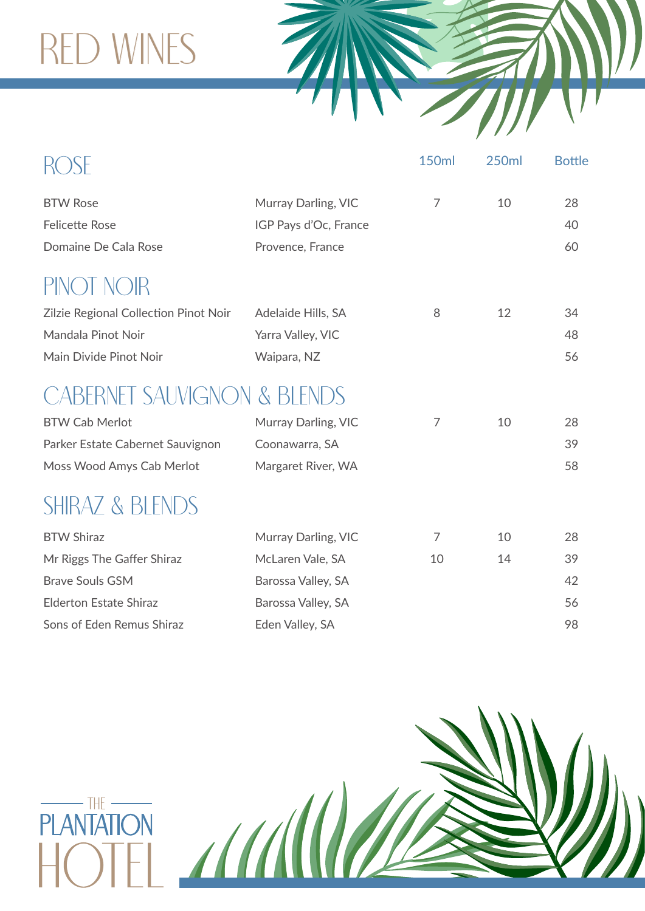# RED WINES

## ROSE

| | | 150ml | 250ml | Bottle |
|---|---|---|---|---|
| BTW Rose | Murray Darling, VIC | 7 | 10 | 28 |
| Felicette Rose | IGP Pays d'Oc, France | | | 40 |
| Domaine De Cala Rose | Provence, France | | | 60 |

## PINOT NOIR

| | | 150ml | 250ml | Bottle |
|---|---|---|---|---|
| Zilzie Regional Collection Pinot Noir | Adelaide Hills, SA | 8 | 12 | 34 |
| Mandala Pinot Noir | Yarra Valley, VIC | | | 48 |
| Main Divide Pinot Noir | Waipara, NZ | | | 56 |

## CABERNET SAUVIGNON & BLENDS

| | | 150ml | 250ml | Bottle |
|---|---|---|---|---|
| BTW Cab Merlot | Murray Darling, VIC | 7 | 10 | 28 |
| Parker Estate Cabernet Sauvignon | Coonawarra, SA | | | 39 |
| Moss Wood Amys Cab Merlot | Margaret River, WA | | | 58 |

## SHIRAZ & BLENDS

| | | 150ml | 250ml | Bottle |
|---|---|---|---|---|
| BTW Shiraz | Murray Darling, VIC | 7 | 10 | 28 |
| Mr Riggs The Gaffer Shiraz | McLaren Vale, SA | 10 | 14 | 39 |
| Brave Souls GSM | Barossa Valley, SA | | | 42 |
| Elderton Estate Shiraz | Barossa Valley, SA | | | 56 |
| Sons of Eden Remus Shiraz | Eden Valley, SA | | | 98 |

THE PLANTATION HOTEL